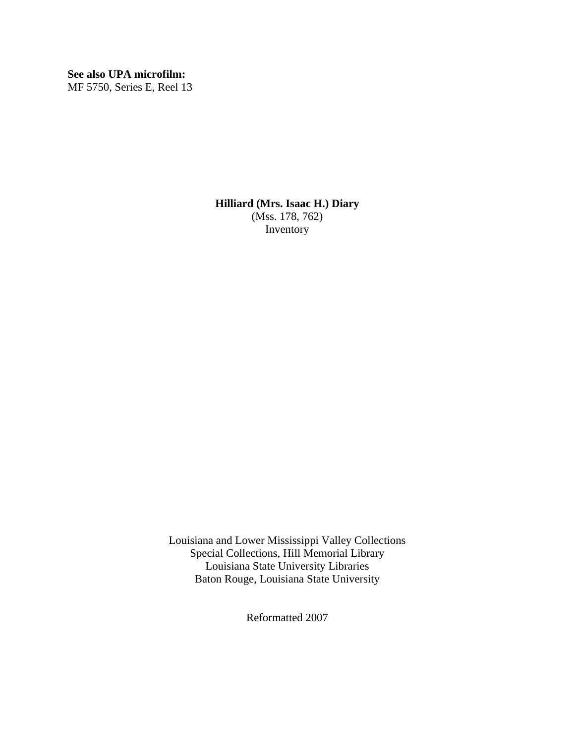**See also UPA microfilm:**
MF 5750, Series E, Reel 13

# Hilliard (Mrs. Isaac H.) Diary

(Mss. 178, 762)
Inventory

Louisiana and Lower Mississippi Valley Collections
Special Collections, Hill Memorial Library
Louisiana State University Libraries
Baton Rouge, Louisiana State University

Reformatted 2007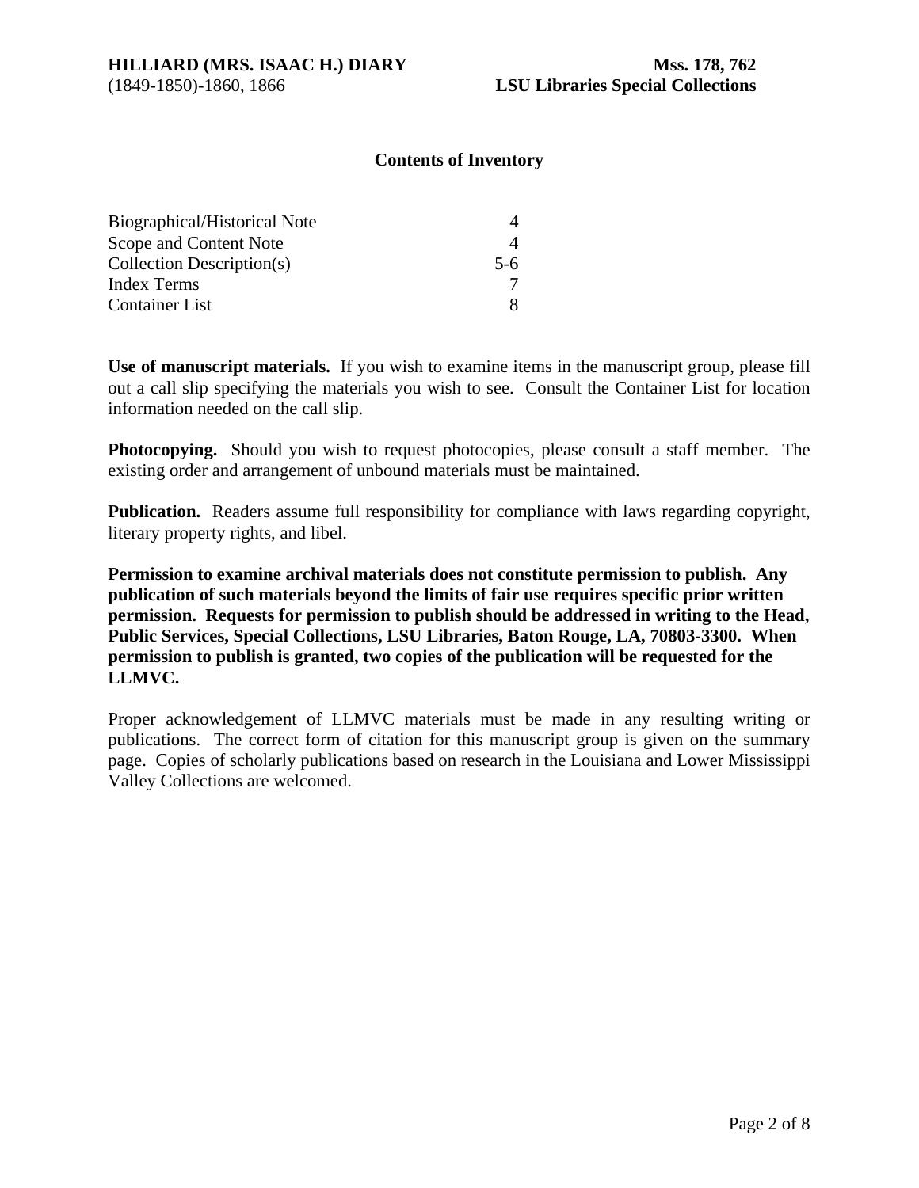**Contents of Inventory**

| | |
|---|---|
| Biographical/Historical Note | 4 |
| Scope and Content Note | 4 |
| Collection Description(s) | 5-6 |
| Index Terms | 7 |
| Container List | 8 |

**Use of manuscript materials.** If you wish to examine items in the manuscript group, please fill out a call slip specifying the materials you wish to see. Consult the Container List for location information needed on the call slip.

**Photocopying.** Should you wish to request photocopies, please consult a staff member. The existing order and arrangement of unbound materials must be maintained.

**Publication.** Readers assume full responsibility for compliance with laws regarding copyright, literary property rights, and libel.

**Permission to examine archival materials does not constitute permission to publish. Any publication of such materials beyond the limits of fair use requires specific prior written permission. Requests for permission to publish should be addressed in writing to the Head, Public Services, Special Collections, LSU Libraries, Baton Rouge, LA, 70803-3300. When permission to publish is granted, two copies of the publication will be requested for the LLMVC.**

Proper acknowledgement of LLMVC materials must be made in any resulting writing or publications. The correct form of citation for this manuscript group is given on the summary page. Copies of scholarly publications based on research in the Louisiana and Lower Mississippi Valley Collections are welcomed.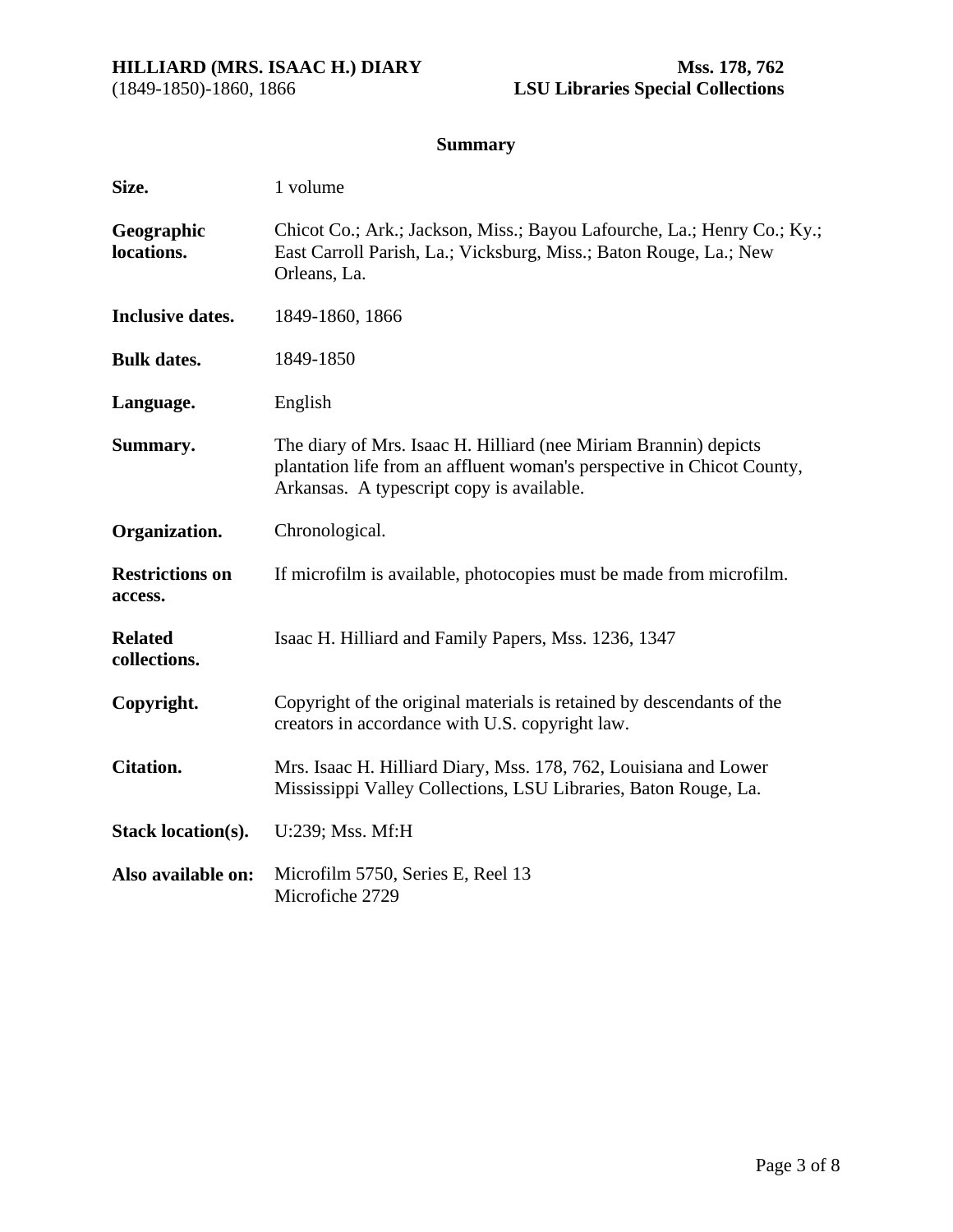## Summary

| | |
|---|---|
| **Size.** | 1 volume |
| **Geographic locations.** | Chicot Co.; Ark.; Jackson, Miss.; Bayou Lafourche, La.; Henry Co.; Ky.; East Carroll Parish, La.; Vicksburg, Miss.; Baton Rouge, La.; New Orleans, La. |
| **Inclusive dates.** | 1849-1860, 1866 |
| **Bulk dates.** | 1849-1850 |
| **Language.** | English |
| **Summary.** | The diary of Mrs. Isaac H. Hilliard (nee Miriam Brannin) depicts plantation life from an affluent woman's perspective in Chicot County, Arkansas. A typescript copy is available. |
| **Organization.** | Chronological. |
| **Restrictions on access.** | If microfilm is available, photocopies must be made from microfilm. |
| **Related collections.** | Isaac H. Hilliard and Family Papers, Mss. 1236, 1347 |
| **Copyright.** | Copyright of the original materials is retained by descendants of the creators in accordance with U.S. copyright law. |
| **Citation.** | Mrs. Isaac H. Hilliard Diary, Mss. 178, 762, Louisiana and Lower Mississippi Valley Collections, LSU Libraries, Baton Rouge, La. |
| **Stack location(s).** | U:239; Mss. Mf:H |
| **Also available on:** | Microfilm 5750, Series E, Reel 13<br>Microfiche 2729 |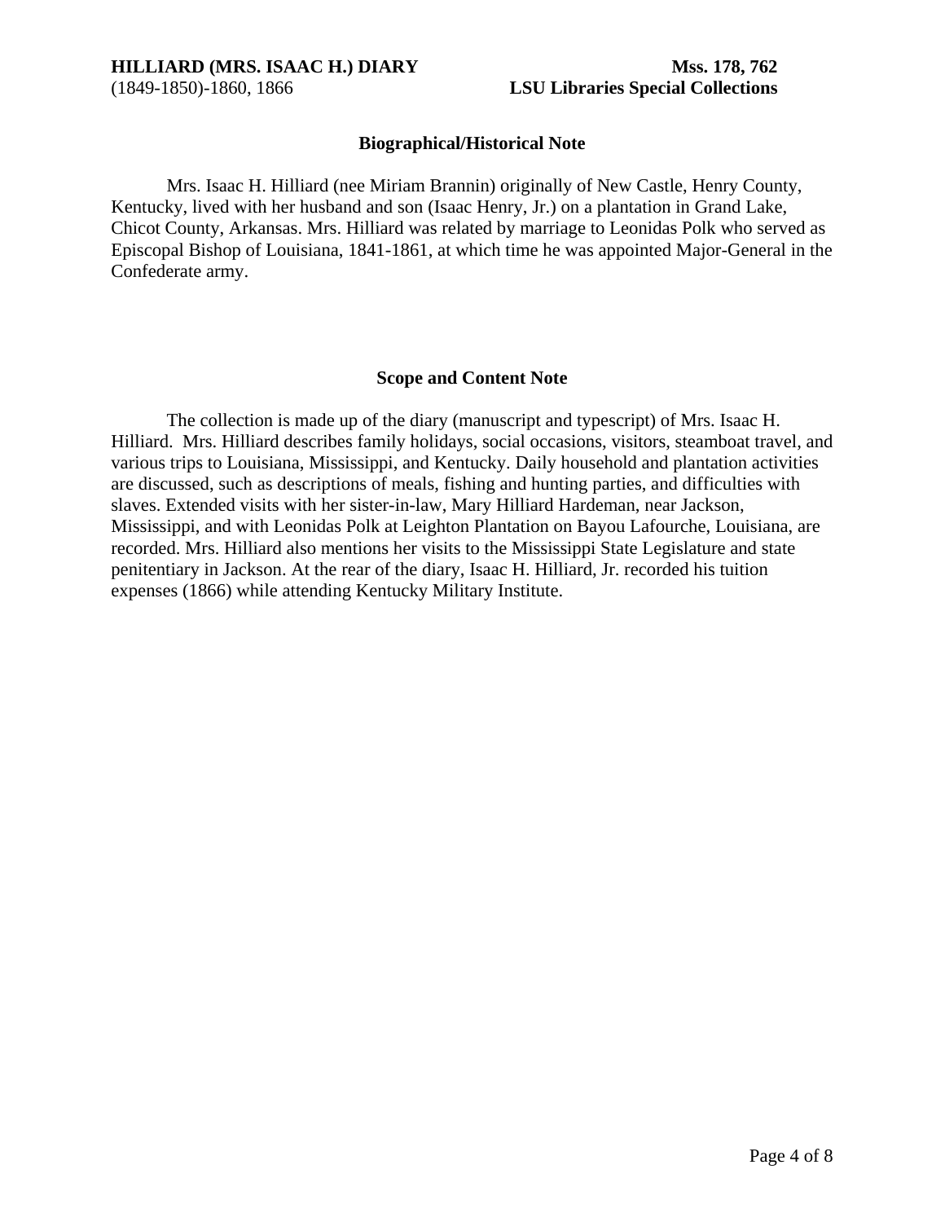## Biographical/Historical Note

Mrs. Isaac H. Hilliard (nee Miriam Brannin) originally of New Castle, Henry County, Kentucky, lived with her husband and son (Isaac Henry, Jr.) on a plantation in Grand Lake, Chicot County, Arkansas. Mrs. Hilliard was related by marriage to Leonidas Polk who served as Episcopal Bishop of Louisiana, 1841-1861, at which time he was appointed Major-General in the Confederate army.

## Scope and Content Note

The collection is made up of the diary (manuscript and typescript) of Mrs. Isaac H. Hilliard. Mrs. Hilliard describes family holidays, social occasions, visitors, steamboat travel, and various trips to Louisiana, Mississippi, and Kentucky. Daily household and plantation activities are discussed, such as descriptions of meals, fishing and hunting parties, and difficulties with slaves. Extended visits with her sister-in-law, Mary Hilliard Hardeman, near Jackson, Mississippi, and with Leonidas Polk at Leighton Plantation on Bayou Lafourche, Louisiana, are recorded. Mrs. Hilliard also mentions her visits to the Mississippi State Legislature and state penitentiary in Jackson. At the rear of the diary, Isaac H. Hilliard, Jr. recorded his tuition expenses (1866) while attending Kentucky Military Institute.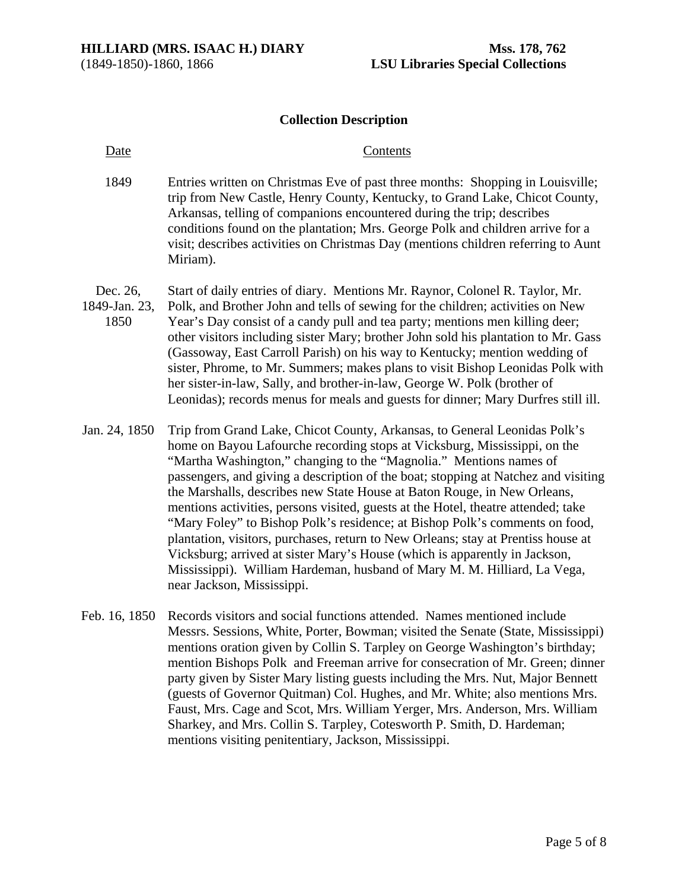## Collection Description

| Date | Contents |
| --- | --- |
| 1849 | Entries written on Christmas Eve of past three months: Shopping in Louisville; trip from New Castle, Henry County, Kentucky, to Grand Lake, Chicot County, Arkansas, telling of companions encountered during the trip; describes conditions found on the plantation; Mrs. George Polk and children arrive for a visit; describes activities on Christmas Day (mentions children referring to Aunt Miriam). |
| Dec. 26, 1849-Jan. 23, 1850 | Start of daily entries of diary. Mentions Mr. Raynor, Colonel R. Taylor, Mr. Polk, and Brother John and tells of sewing for the children; activities on New Year's Day consist of a candy pull and tea party; mentions men killing deer; other visitors including sister Mary; brother John sold his plantation to Mr. Gass (Gassoway, East Carroll Parish) on his way to Kentucky; mention wedding of sister, Phrome, to Mr. Summers; makes plans to visit Bishop Leonidas Polk with her sister-in-law, Sally, and brother-in-law, George W. Polk (brother of Leonidas); records menus for meals and guests for dinner; Mary Durfres still ill. |
| Jan. 24, 1850 | Trip from Grand Lake, Chicot County, Arkansas, to General Leonidas Polk's home on Bayou Lafourche recording stops at Vicksburg, Mississippi, on the "Martha Washington," changing to the "Magnolia." Mentions names of passengers, and giving a description of the boat; stopping at Natchez and visiting the Marshalls, describes new State House at Baton Rouge, in New Orleans, mentions activities, persons visited, guests at the Hotel, theatre attended; take "Mary Foley" to Bishop Polk's residence; at Bishop Polk's comments on food, plantation, visitors, purchases, return to New Orleans; stay at Prentiss house at Vicksburg; arrived at sister Mary's House (which is apparently in Jackson, Mississippi). William Hardeman, husband of Mary M. M. Hilliard, La Vega, near Jackson, Mississippi. |
| Feb. 16, 1850 | Records visitors and social functions attended. Names mentioned include Messrs. Sessions, White, Porter, Bowman; visited the Senate (State, Mississippi) mentions oration given by Collin S. Tarpley on George Washington's birthday; mention Bishops Polk and Freeman arrive for consecration of Mr. Green; dinner party given by Sister Mary listing guests including the Mrs. Nut, Major Bennett (guests of Governor Quitman) Col. Hughes, and Mr. White; also mentions Mrs. Faust, Mrs. Cage and Scot, Mrs. William Yerger, Mrs. Anderson, Mrs. William Sharkey, and Mrs. Collin S. Tarpley, Cotesworth P. Smith, D. Hardeman; mentions visiting penitentiary, Jackson, Mississippi. |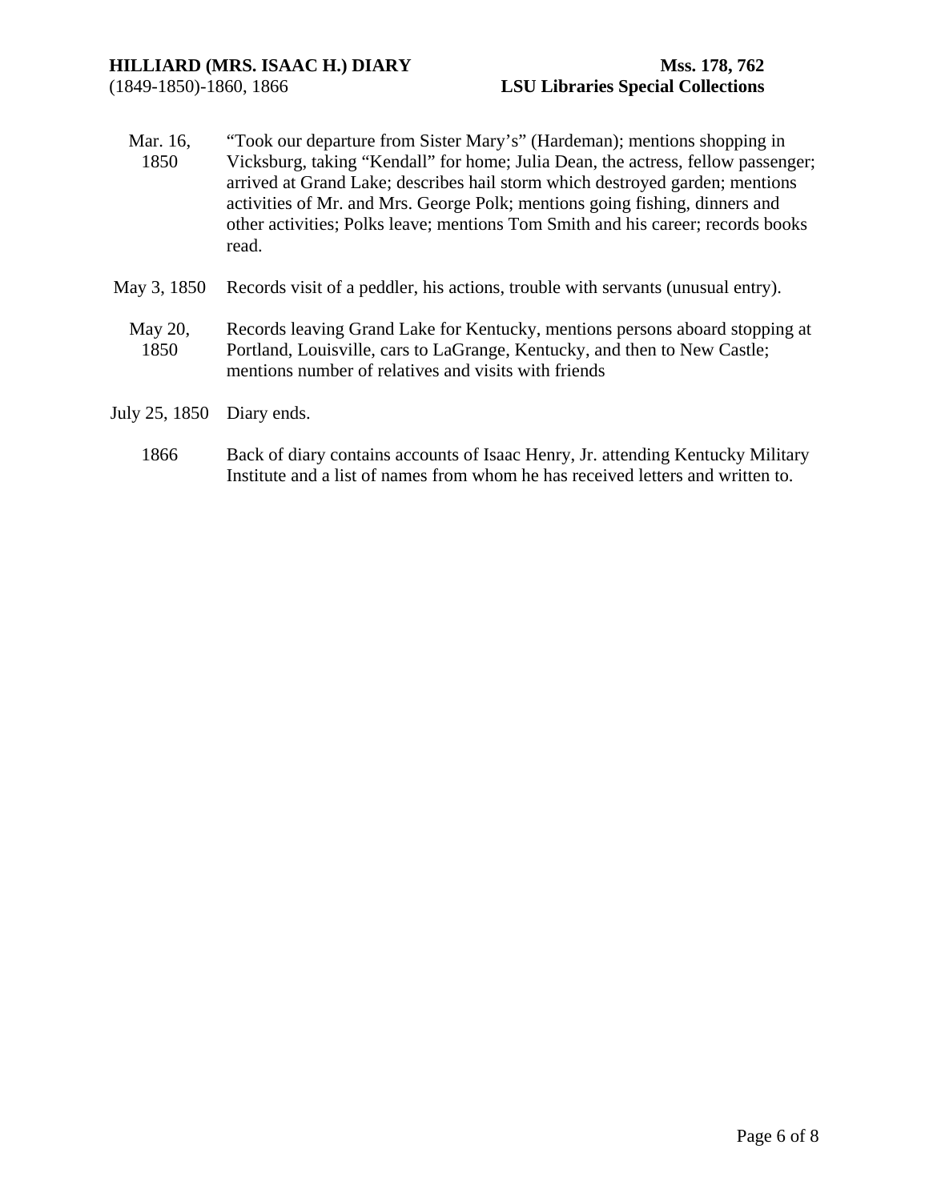| | |
|---|---|
| Mar. 16, 1850 | "Took our departure from Sister Mary's" (Hardeman); mentions shopping in Vicksburg, taking "Kendall" for home; Julia Dean, the actress, fellow passenger; arrived at Grand Lake; describes hail storm which destroyed garden; mentions activities of Mr. and Mrs. George Polk; mentions going fishing, dinners and other activities; Polks leave; mentions Tom Smith and his career; records books read. |
| May 3, 1850 | Records visit of a peddler, his actions, trouble with servants (unusual entry). |
| May 20, 1850 | Records leaving Grand Lake for Kentucky, mentions persons aboard stopping at Portland, Louisville, cars to LaGrange, Kentucky, and then to New Castle; mentions number of relatives and visits with friends |
| July 25, 1850 | Diary ends. |
| 1866 | Back of diary contains accounts of Isaac Henry, Jr. attending Kentucky Military Institute and a list of names from whom he has received letters and written to. |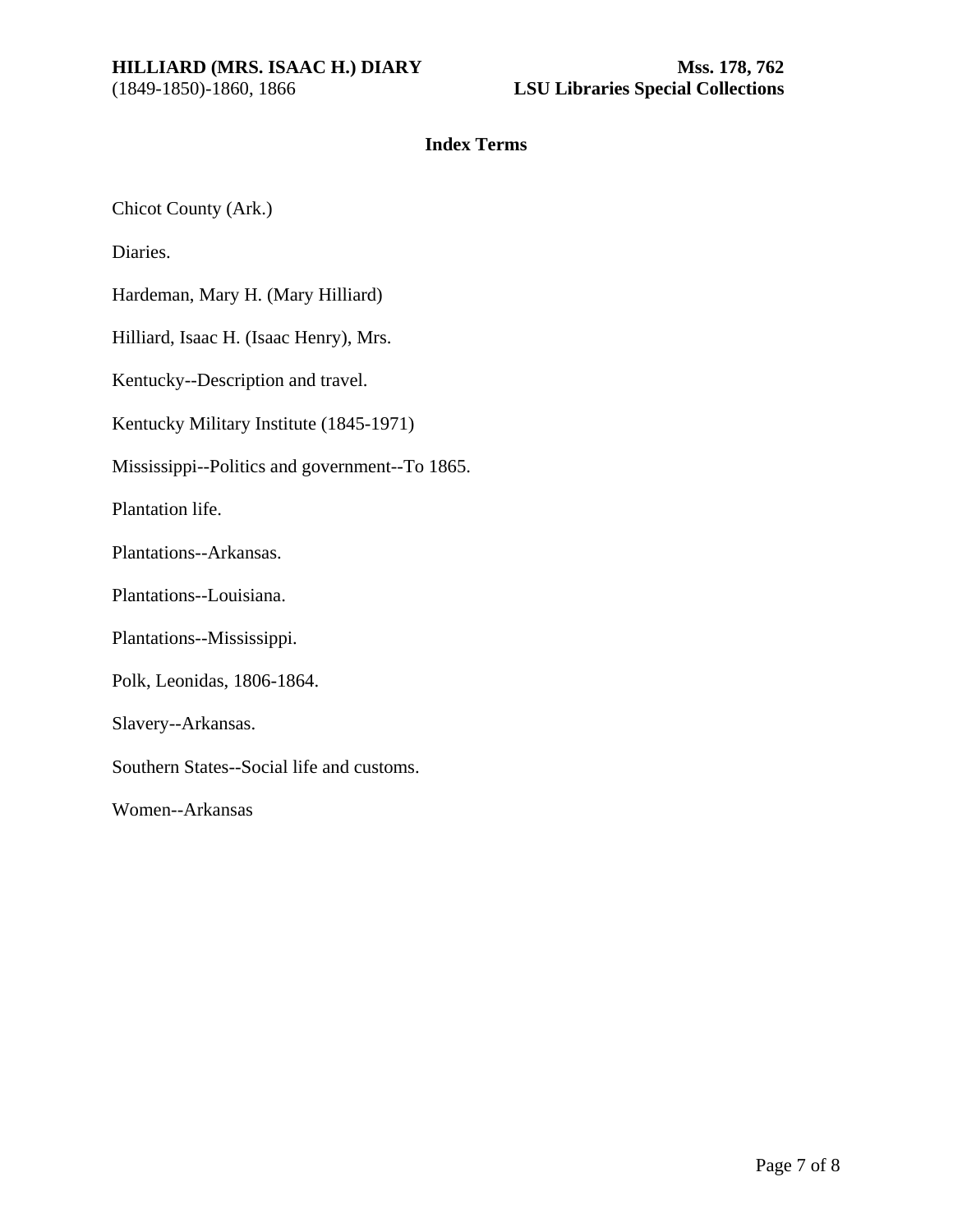## Index Terms

Chicot County (Ark.)

Diaries.

Hardeman, Mary H. (Mary Hilliard)

Hilliard, Isaac H. (Isaac Henry), Mrs.

Kentucky--Description and travel.

Kentucky Military Institute (1845-1971)

Mississippi--Politics and government--To 1865.

Plantation life.

Plantations--Arkansas.

Plantations--Louisiana.

Plantations--Mississippi.

Polk, Leonidas, 1806-1864.

Slavery--Arkansas.

Southern States--Social life and customs.

Women--Arkansas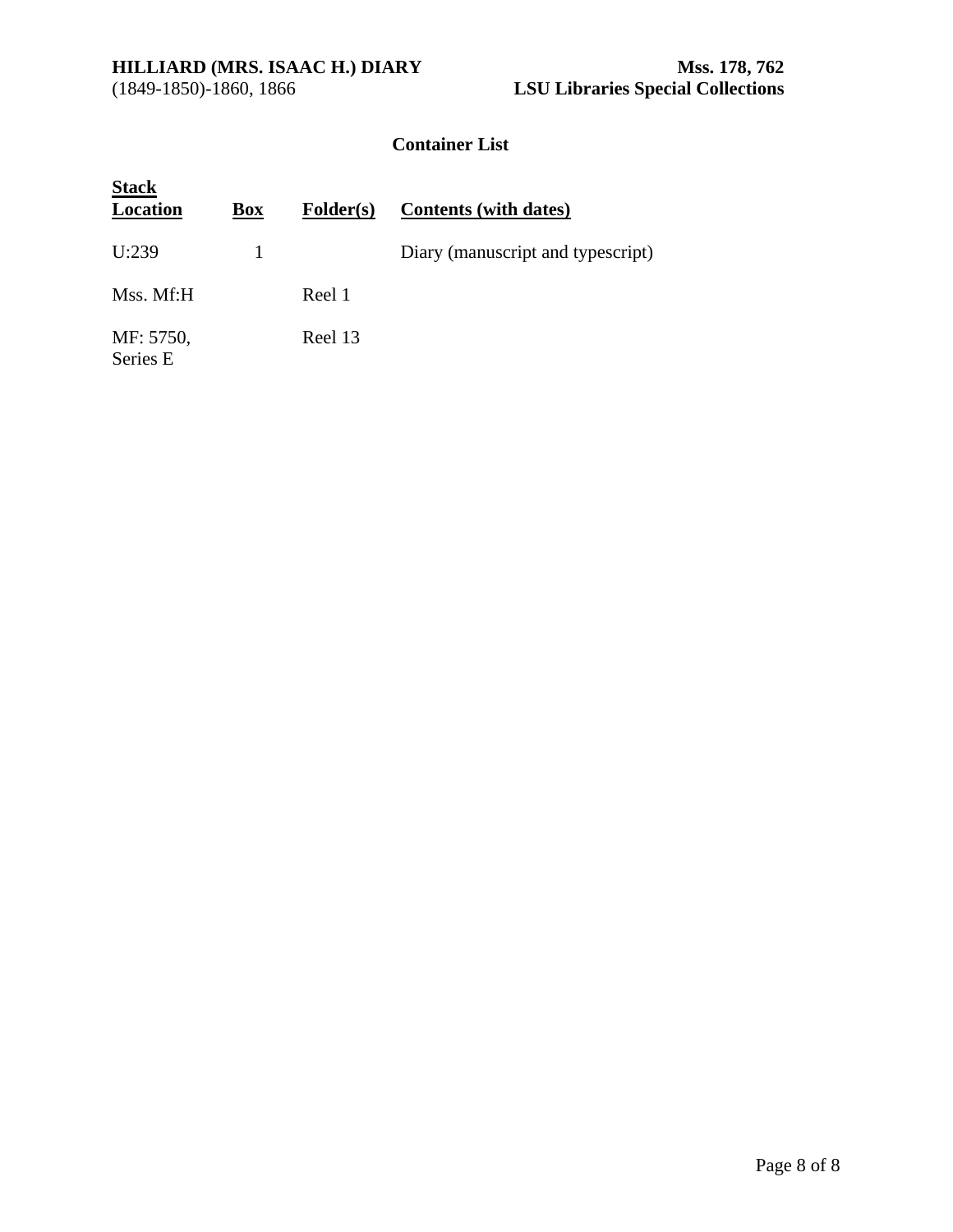## Container List

| Stack Location | Box | Folder(s) | Contents (with dates) |
|---|---|---|---|
| U:239 | 1 | | Diary (manuscript and typescript) |
| Mss. Mf:H | | Reel 1 | |
| MF: 5750, Series E | | Reel 13 | |